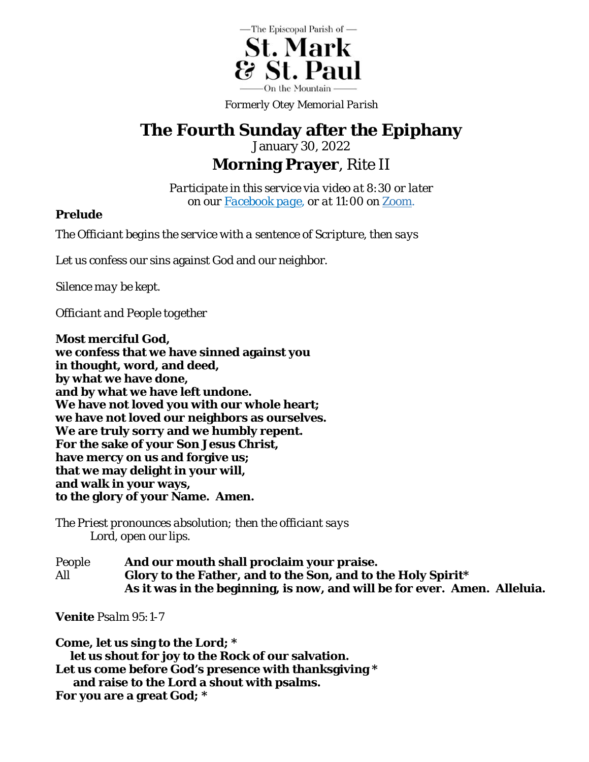—The Episcopal Parish of —

**St. Mark & St. Paul**

——On the Mountain——

*Formerly Otey Memorial Parish*

# The Fourth Sunday after the Epiphany

*January 30, 2022*

## Morning Prayer, Rite II

*Participate in this service via video at 8:30 or later on our [Facebook page](), or at 11:00 on [Zoom.]()*

**Prelude**

*The Officiant begins the service with a sentence of Scripture, then says*

Let us confess our sins against God and our neighbor.

*Silence may be kept.*

*Officiant and People together*

**Most merciful God,**
**we confess that we have sinned against you**
**in thought, word, and deed,**
**by what we have done,**
**and by what we have left undone.**
**We have not loved you with our whole heart;**
**we have not loved our neighbors as ourselves.**
**We are truly sorry and we humbly repent.**
**For the sake of your Son Jesus Christ,**
**have mercy on us and forgive us;**
**that we may delight in your will,**
**and walk in your ways,**
**to the glory of your Name. Amen.**

*The Priest pronounces absolution; then the officiant says*
Lord, open our lips.

People **And our mouth shall proclaim your praise.**
All **Glory to the Father, and to the Son, and to the Holy Spirit***
**As it was in the beginning, is now, and will be for ever. Amen. Alleluia.**

**Venite** *Psalm 95:1-7*

**Come, let us sing to the Lord; ***
**let us shout for joy to the Rock of our salvation.**
**Let us come before God's presence with thanksgiving ***
**and raise to the Lord a shout with psalms.**
**For you are a great God; ***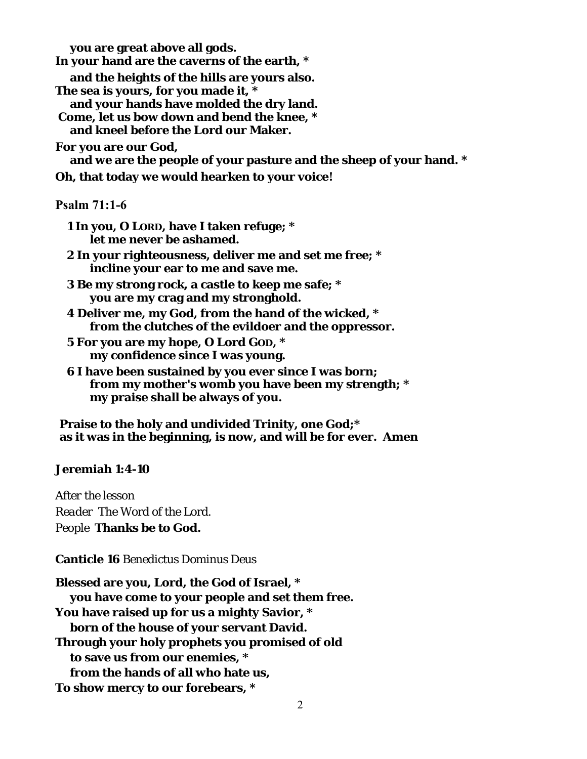**you are great above all gods.**
**In your hand are the caverns of the earth, ***
**and the heights of the hills are yours also.**
**The sea is yours, for you made it, ***
**and your hands have molded the dry land.**
**Come, let us bow down and bend the knee, ***
**and kneel before the Lord our Maker.**
**For you are our God,**
**and we are the people of your pasture and the sheep of your hand. ***
**Oh, that today we would hearken to your voice!**

**Psalm 71:1-6**

**1 In you, O LORD, have I taken refuge; ***
**let me never be ashamed.**
**2 In your righteousness, deliver me and set me free; ***
**incline your ear to me and save me.**
**3 Be my strong rock, a castle to keep me safe; ***
**you are my crag and my stronghold.**
**4 Deliver me, my God, from the hand of the wicked, ***
**from the clutches of the evildoer and the oppressor.**
**5 For you are my hope, O Lord GOD, ***
**my confidence since I was young.**
**6 I have been sustained by you ever since I was born;**
**from my mother's womb you have been my strength; ***
**my praise shall be always of you.**

**Praise to the holy and undivided Trinity, one God;***
**as it was in the beginning, is now, and will be for ever. Amen**

**Jeremiah 1:4-10**

*After the lesson*
*Reader* *The Word of the Lord.*
*People* **Thanks be to God.**

**Canticle 16** Benedictus Dominus Deus

**Blessed are you, Lord, the God of Israel, ***
**you have come to your people and set them free.**
**You have raised up for us a mighty Savior, ***
**born of the house of your servant David.**
**Through your holy prophets you promised of old**
**to save us from our enemies, ***
**from the hands of all who hate us,**
**To show mercy to our forebears, ***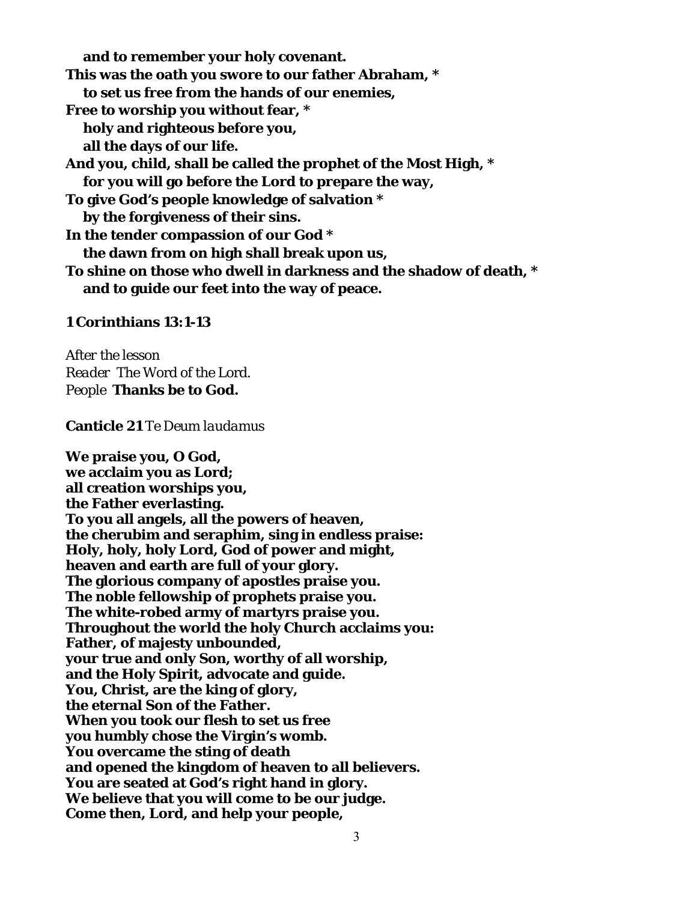**and to remember your holy covenant.**
**This was the oath you swore to our father Abraham, ***
**to set us free from the hands of our enemies,**
**Free to worship you without fear, ***
**holy and righteous before you,**
**all the days of our life.**
**And you, child, shall be called the prophet of the Most High, ***
**for you will go before the Lord to prepare the way,**
**To give God's people knowledge of salvation ***
**by the forgiveness of their sins.**
**In the tender compassion of our God ***
**the dawn from on high shall break upon us,**
**To shine on those who dwell in darkness and the shadow of death, ***
**and to guide our feet into the way of peace.**

**1 Corinthians 13:1-13**

*After the lesson*
*Reader* *The Word of the Lord.*
*People* **Thanks be to God.**

**Canticle 21** *Te Deum laudamus*

**We praise you, O God,**
**we acclaim you as Lord;**
**all creation worships you,**
**the Father everlasting.**
**To you all angels, all the powers of heaven,**
**the cherubim and seraphim, sing in endless praise:**
**Holy, holy, holy Lord, God of power and might,**
**heaven and earth are full of your glory.**
**The glorious company of apostles praise you.**
**The noble fellowship of prophets praise you.**
**The white-robed army of martyrs praise you.**
**Throughout the world the holy Church acclaims you:**
**Father, of majesty unbounded,**
**your true and only Son, worthy of all worship,**
**and the Holy Spirit, advocate and guide.**
**You, Christ, are the king of glory,**
**the eternal Son of the Father.**
**When you took our flesh to set us free**
**you humbly chose the Virgin's womb.**
**You overcame the sting of death**
**and opened the kingdom of heaven to all believers.**
**You are seated at God's right hand in glory.**
**We believe that you will come to be our judge.**
**Come then, Lord, and help your people,**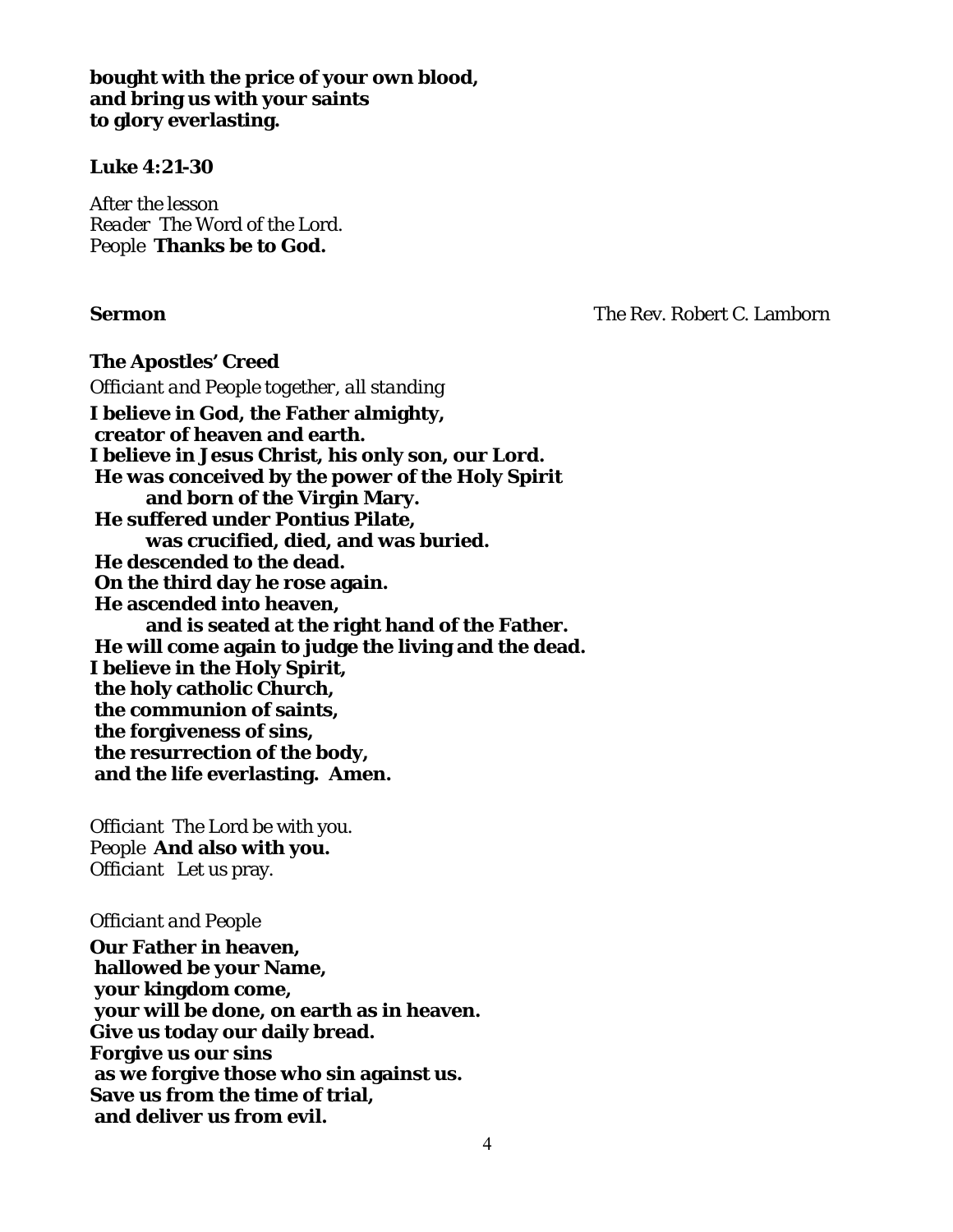**bought with the price of your own blood,**
**and bring us with your saints**
**to glory everlasting.**

**Luke 4:21-30**

*After the lesson*
*Reader* The Word of the Lord.
*People* **Thanks be to God.**

**Sermon** The Rev. Robert C. Lamborn

**The Apostles' Creed**

*Officiant and People together, all standing*

**I believe in God, the Father almighty,**
**creator of heaven and earth.**
**I believe in Jesus Christ, his only son, our Lord.**
**He was conceived by the power of the Holy Spirit**
**and born of the Virgin Mary.**
**He suffered under Pontius Pilate,**
**was crucified, died, and was buried.**
**He descended to the dead.**
**On the third day he rose again.**
**He ascended into heaven,**
**and is seated at the right hand of the Father.**
**He will come again to judge the living and the dead.**
**I believe in the Holy Spirit,**
**the holy catholic Church,**
**the communion of saints,**
**the forgiveness of sins,**
**the resurrection of the body,**
**and the life everlasting. Amen.**

*Officiant* The Lord be with you.
*People* **And also with you.**
*Officiant* Let us pray.

*Officiant and People*

**Our Father in heaven,**
**hallowed be your Name,**
**your kingdom come,**
**your will be done, on earth as in heaven.**
**Give us today our daily bread.**
**Forgive us our sins**
**as we forgive those who sin against us.**
**Save us from the time of trial,**
**and deliver us from evil.**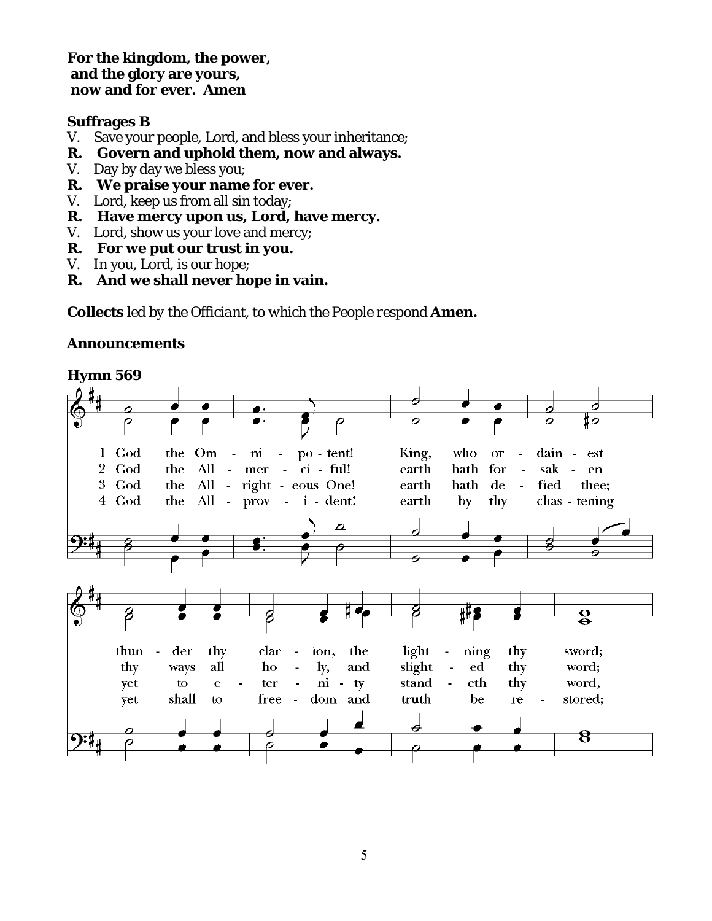**For the kingdom, the power,**
**and the glory are yours,**
**now and for ever. Amen**

**Suffrages B**

V. Save your people, Lord, and bless your inheritance;
**R. Govern and uphold them, now and always.**
V. Day by day we bless you;
**R. We praise your name for ever.**
V. Lord, keep us from all sin today;
**R. Have mercy upon us, Lord, have mercy.**
V. Lord, show us your love and mercy;
**R. For we put our trust in you.**
V. In you, Lord, is our hope;
**R. And we shall never hope in vain.**

**Collects** *led by the Officiant, to which the People respond* **Amen.**

**Announcements**

**Hymn 569**

1 God the Om - ni - po - tent! King, who or - dain - est thun - der thy clar - ion, the light - ning thy sword;
2 God the All - mer - ci - ful! earth hath for - sak - en thy ways all ho - ly, and slight - ed thy word;
3 God the All - right - eous One! earth hath de - fied thee; yet to e - ter - ni - ty stand - eth thy word,
4 God the All - prov - i - dent! earth by thy chas - tening yet shall to free - dom and truth be re - stored;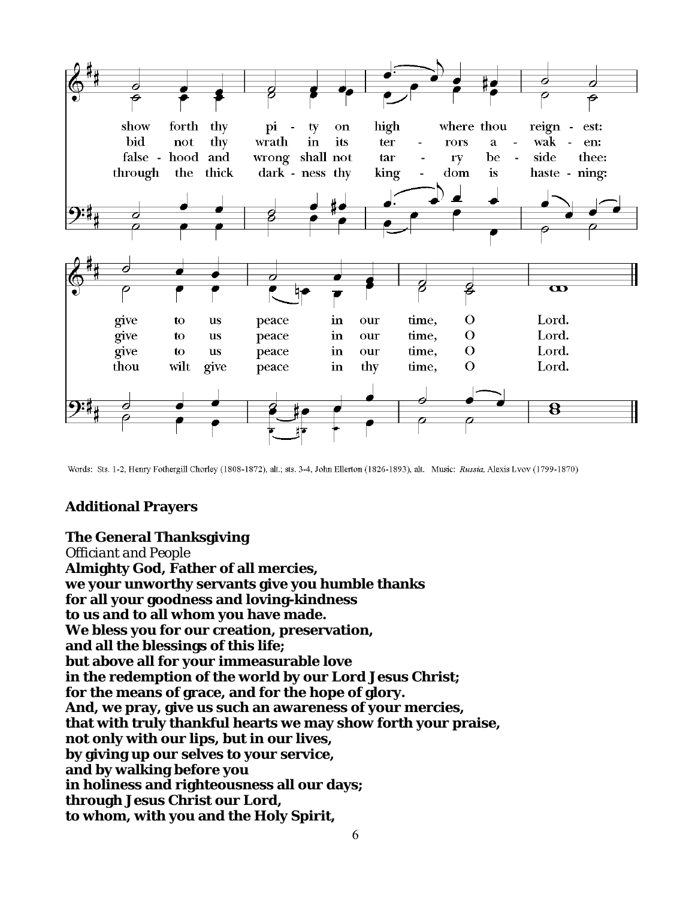show forth thy pity on high where thou reignest:
bid not thy wrath in its terrors awaken:
falsehood and wrong shall not tarry beside thee:
through the thick darkness thy kingdom is hastening:

give to us peace in our time, O Lord.
give to us peace in our time, O Lord.
give to us peace in our time, O Lord.
thou wilt give peace in thy time, O Lord.

Words: Sts. 1-2, Henry Fothergill Chorley (1808-1872), alt.; sts. 3-4, John Ellerton (1826-1893), alt. Music: *Russia*, Alexis Lvov (1799-1870)

**Additional Prayers**

**The General Thanksgiving**
*Officiant and People*
**Almighty God, Father of all mercies,**
**we your unworthy servants give you humble thanks**
**for all your goodness and loving-kindness**
**to us and to all whom you have made.**
**We bless you for our creation, preservation,**
**and all the blessings of this life;**
**but above all for your immeasurable love**
**in the redemption of the world by our Lord Jesus Christ;**
**for the means of grace, and for the hope of glory.**
**And, we pray, give us such an awareness of your mercies,**
**that with truly thankful hearts we may show forth your praise,**
**not only with our lips, but in our lives,**
**by giving up our selves to your service,**
**and by walking before you**
**in holiness and righteousness all our days;**
**through Jesus Christ our Lord,**
**to whom, with you and the Holy Spirit,**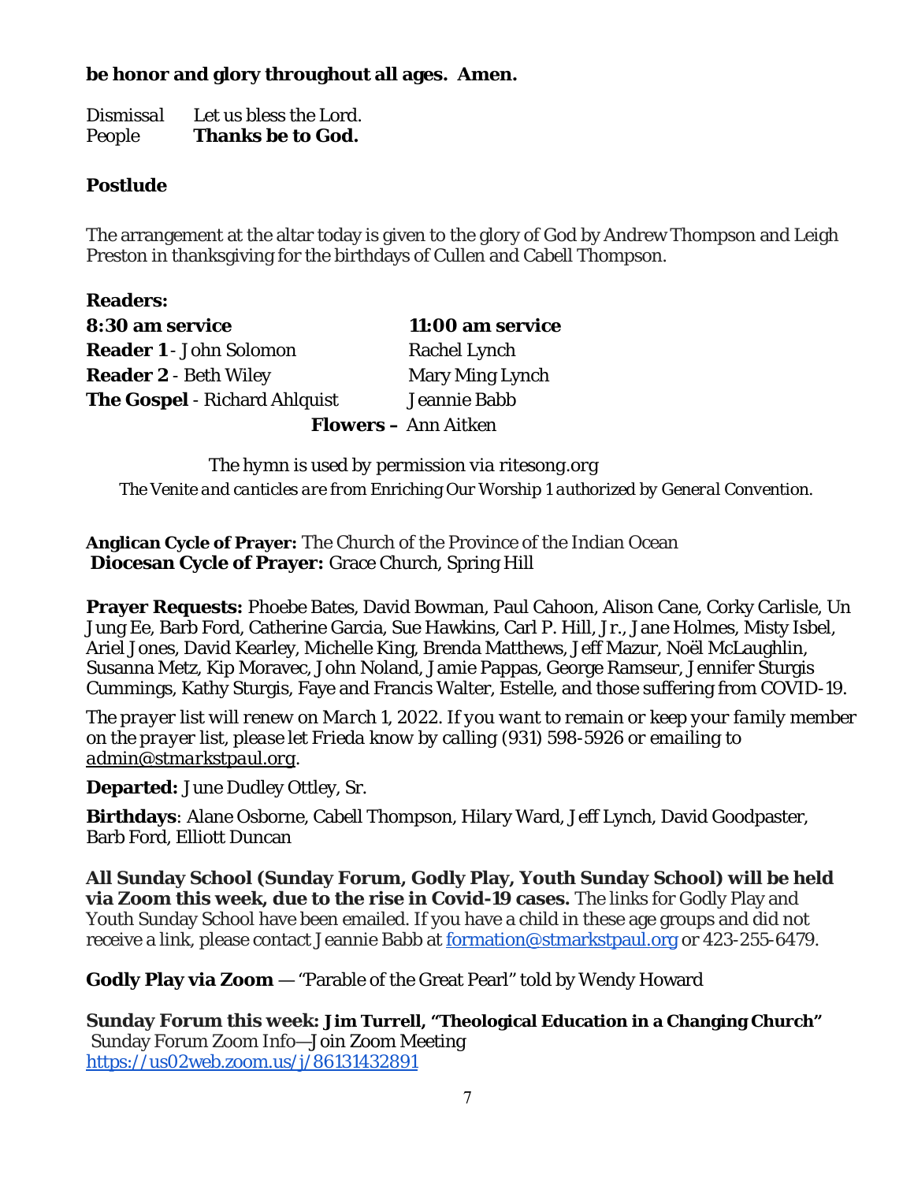**be honor and glory throughout all ages. Amen.**

Dismissal Let us bless the Lord.
People **Thanks be to God.**

**Postlude**

The arrangement at the altar today is given to the glory of God by Andrew Thompson and Leigh Preston in thanksgiving for the birthdays of Cullen and Cabell Thompson.

**Readers:**

| **8:30 am service** | **11:00 am service** |
|---|---|
| **Reader 1** - John Solomon | Rachel Lynch |
| **Reader 2** - Beth Wiley | Mary Ming Lynch |
| **The Gospel** - Richard Ahlquist | Jeannie Babb |

**Flowers –** Ann Aitken

The hymn is used by permission via ritesong.org

*The Venite and canticles are from Enriching Our Worship 1 authorized by General Convention.*

**Anglican Cycle of Prayer:** The Church of the Province of the Indian Ocean
**Diocesan Cycle of Prayer:** Grace Church, Spring Hill

**Prayer Requests:** Phoebe Bates, David Bowman, Paul Cahoon, Alison Cane, Corky Carlisle, Un Jung Ee, Barb Ford, Catherine Garcia, Sue Hawkins, Carl P. Hill, Jr., Jane Holmes, Misty Isbel, Ariel Jones, David Kearley, Michelle King, Brenda Matthews, Jeff Mazur, Noël McLaughlin, Susanna Metz, Kip Moravec, John Noland, Jamie Pappas, George Ramseur, Jennifer Sturgis Cummings, Kathy Sturgis, Faye and Francis Walter, Estelle, and those suffering from COVID-19.

*The prayer list will renew on March 1, 2022. If you want to remain or keep your family member on the prayer list, please let Frieda know by calling (931) 598-5926 or emailing to admin@stmarkstpaul.org.*

**Departed:** June Dudley Ottley, Sr.

**Birthdays**: Alane Osborne, Cabell Thompson, Hilary Ward, Jeff Lynch, David Goodpaster, Barb Ford, Elliott Duncan

**All Sunday School (Sunday Forum, Godly Play, Youth Sunday School) will be held via Zoom this week, due to the rise in Covid-19 cases.** The links for Godly Play and Youth Sunday School have been emailed. If you have a child in these age groups and did not receive a link, please contact Jeannie Babb at formation@stmarkstpaul.org or 423-255-6479.

**Godly Play via Zoom** — "Parable of the Great Pearl" told by Wendy Howard

**Sunday Forum this week: Jim Turrell, "Theological Education in a Changing Church"**
Sunday Forum Zoom Info—Join Zoom Meeting
https://us02web.zoom.us/j/86131432891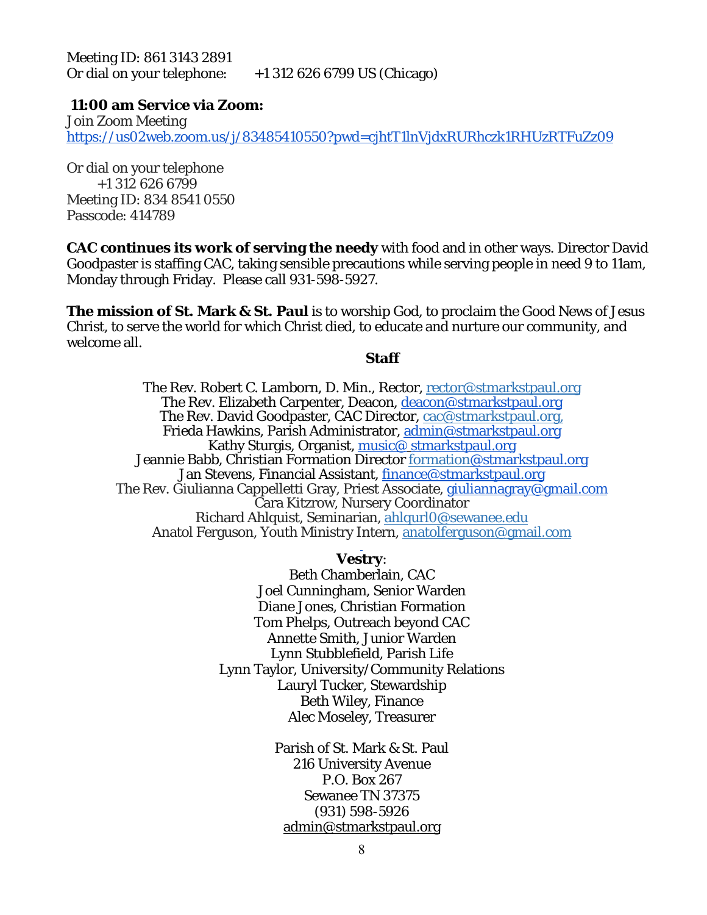Meeting ID: 861 3143 2891
Or dial on your telephone: +1 312 626 6799 US (Chicago)

**11:00 am Service via Zoom:**
Join Zoom Meeting
https://us02web.zoom.us/j/83485410550?pwd=cjhtT1lnVjdxRURhczk1RHUzRTFuZz09

Or dial on your telephone
+1 312 626 6799
Meeting ID: 834 8541 0550
Passcode: 414789

**CAC continues its work of serving the needy** with food and in other ways. Director David Goodpaster is staffing CAC, taking sensible precautions while serving people in need 9 to 11am, Monday through Friday. Please call 931-598-5927.

**The mission of St. Mark & St. Paul** is to worship God, to proclaim the Good News of Jesus Christ, to serve the world for which Christ died, to educate and nurture our community, and welcome all.

**Staff**

The Rev. Robert C. Lamborn, D. Min., Rector, rector@stmarkstpaul.org
The Rev. Elizabeth Carpenter, Deacon, deacon@stmarkstpaul.org
The Rev. David Goodpaster, CAC Director, cac@stmarkstpaul.org,
Frieda Hawkins, Parish Administrator, admin@stmarkstpaul.org
Kathy Sturgis, Organist, music@ stmarkstpaul.org
Jeannie Babb, Christian Formation Director formation@stmarkstpaul.org
Jan Stevens, Financial Assistant, finance@stmarkstpaul.org
The Rev. Giulianna Cappelletti Gray, Priest Associate, giuliannagray@gmail.com
Cara Kitzrow, Nursery Coordinator
Richard Ahlquist, Seminarian, ahlqurl0@sewanee.edu
Anatol Ferguson, Youth Ministry Intern, anatolferguson@gmail.com

**Vestry**:
Beth Chamberlain, CAC
Joel Cunningham, Senior Warden
Diane Jones, Christian Formation
Tom Phelps, Outreach beyond CAC
Annette Smith, Junior Warden
Lynn Stubblefield, Parish Life
Lynn Taylor, University/Community Relations
Lauryl Tucker, Stewardship
Beth Wiley, Finance
Alec Moseley, Treasurer

Parish of St. Mark & St. Paul
216 University Avenue
P.O. Box 267
Sewanee TN 37375
(931) 598-5926
admin@stmarkstpaul.org